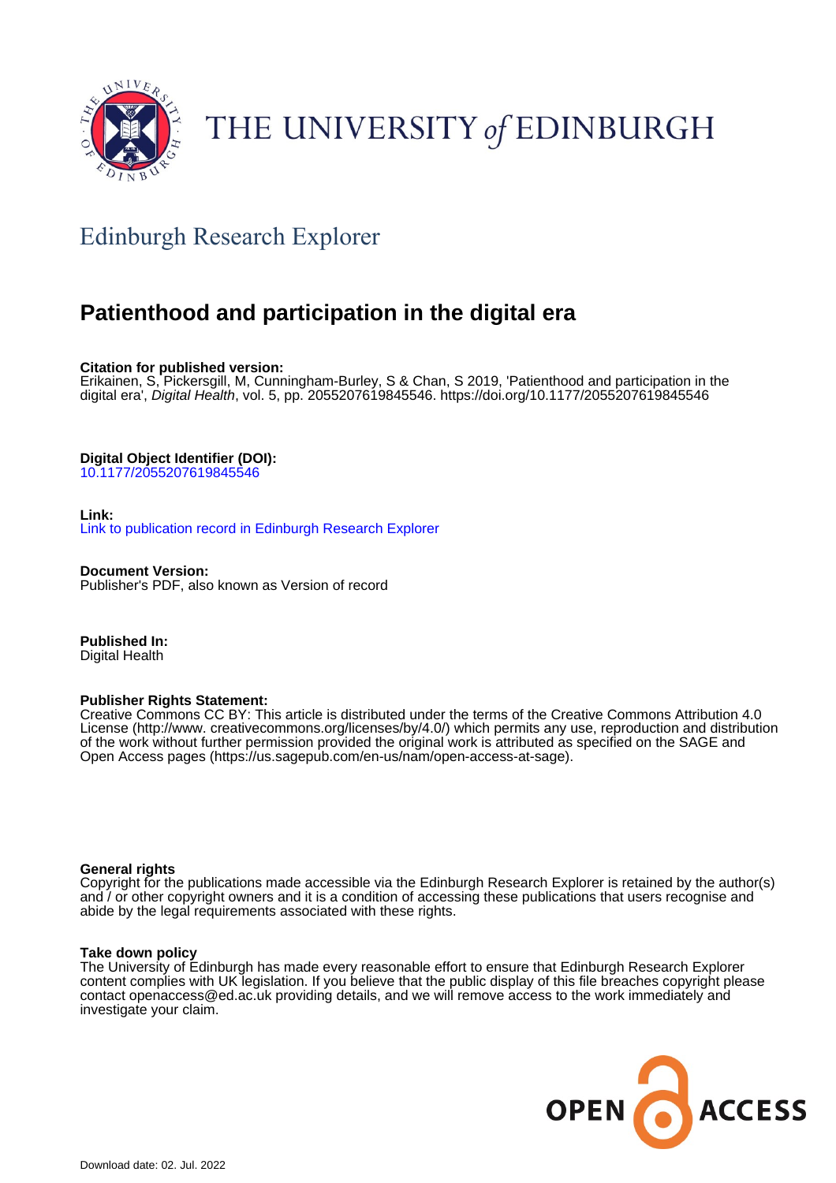THE UNIVERSITY *of* EDINBURGH

## Edinburgh Research Explorer

# Patienthood and participation in the digital era

**Citation for published version:**
Erikainen, S, Pickersgill, M, Cunningham-Burley, S & Chan, S 2019, 'Patienthood and participation in the digital era', *Digital Health*, vol. 5, pp. 2055207619845546. https://doi.org/10.1177/2055207619845546

**Digital Object Identifier (DOI):**
10.1177/2055207619845546

**Link:**
Link to publication record in Edinburgh Research Explorer

**Document Version:**
Publisher's PDF, also known as Version of record

**Published In:**
Digital Health

**Publisher Rights Statement:**
Creative Commons CC BY: This article is distributed under the terms of the Creative Commons Attribution 4.0 License (http://www. creativecommons.org/licenses/by/4.0/) which permits any use, reproduction and distribution of the work without further permission provided the original work is attributed as specified on the SAGE and Open Access pages (https://us.sagepub.com/en-us/nam/open-access-at-sage).

**General rights**
Copyright for the publications made accessible via the Edinburgh Research Explorer is retained by the author(s) and / or other copyright owners and it is a condition of accessing these publications that users recognise and abide by the legal requirements associated with these rights.

**Take down policy**
The University of Edinburgh has made every reasonable effort to ensure that Edinburgh Research Explorer content complies with UK legislation. If you believe that the public display of this file breaches copyright please contact openaccess@ed.ac.uk providing details, and we will remove access to the work immediately and investigate your claim.

OPEN ACCESS

Download date: 02. Jul. 2022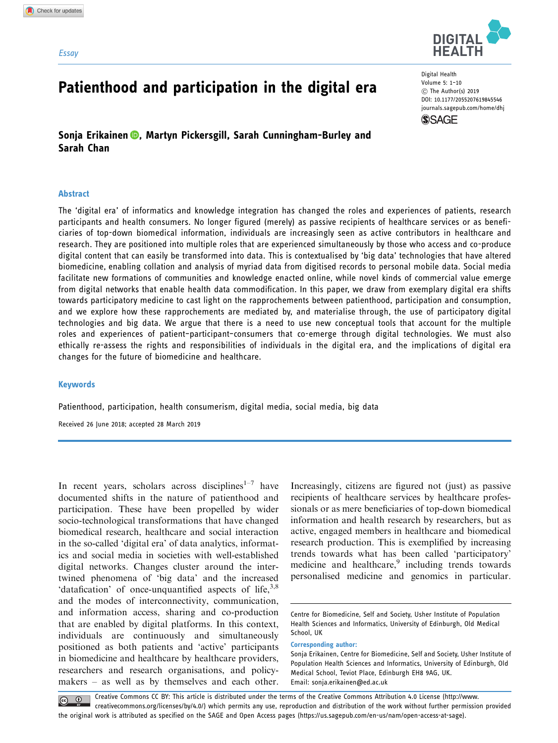*Essay*

# Patienthood and participation in the digital era

**Sonja Erikainen, Martyn Pickersgill, Sarah Cunningham-Burley and Sarah Chan**

Digital Health
Volume 5: 1–10
© The Author(s) 2019
DOI: 10.1177/2055207619845546
journals.sagepub.com/home/dhj

## Abstract

The 'digital era' of informatics and knowledge integration has changed the roles and experiences of patients, research participants and health consumers. No longer figured (merely) as passive recipients of healthcare services or as beneficiaries of top-down biomedical information, individuals are increasingly seen as active contributors in healthcare and research. They are positioned into multiple roles that are experienced simultaneously by those who access and co-produce digital content that can easily be transformed into data. This is contextualised by 'big data' technologies that have altered biomedicine, enabling collation and analysis of myriad data from digitised records to personal mobile data. Social media facilitate new formations of communities and knowledge enacted online, while novel kinds of commercial value emerge from digital networks that enable health data commodification. In this paper, we draw from exemplary digital era shifts towards participatory medicine to cast light on the rapprochements between patienthood, participation and consumption, and we explore how these rapprochements are mediated by, and materialise through, the use of participatory digital technologies and big data. We argue that there is a need to use new conceptual tools that account for the multiple roles and experiences of patient-participant-consumers that co-emerge through digital technologies. We must also ethically re-assess the rights and responsibilities of individuals in the digital era, and the implications of digital era changes for the future of biomedicine and healthcare.

## Keywords

Patienthood, participation, health consumerism, digital media, social media, big data

Received 26 June 2018; accepted 28 March 2019

In recent years, scholars across disciplines[1–7] have documented shifts in the nature of patienthood and participation. These have been propelled by wider socio-technological transformations that have changed biomedical research, healthcare and social interaction in the so-called 'digital era' of data analytics, informatics and social media in societies with well-established digital networks. Changes cluster around the intertwined phenomena of 'big data' and the increased 'datafication' of once-unquantified aspects of life,[3,8] and the modes of interconnectivity, communication, and information access, sharing and co-production that are enabled by digital platforms. In this context, individuals are continuously and simultaneously positioned as both patients and 'active' participants in biomedicine and healthcare by healthcare providers, researchers and research organisations, and policy-makers – as well as by themselves and each other. Increasingly, citizens are figured not (just) as passive recipients of healthcare services by healthcare professionals or as mere beneficiaries of top-down biomedical information and health research by researchers, but as active, engaged members in healthcare and biomedical research production. This is exemplified by increasing trends towards what has been called 'participatory' medicine and healthcare,[9] including trends towards personalised medicine and genomics in particular.

Centre for Biomedicine, Self and Society, Usher Institute of Population Health Sciences and Informatics, University of Edinburgh, Old Medical School, UK

**Corresponding author:**
Sonja Erikainen, Centre for Biomedicine, Self and Society, Usher Institute of Population Health Sciences and Informatics, University of Edinburgh, Old Medical School, Teviot Place, Edinburgh EH8 9AG, UK.
Email: sonja.erikainen@ed.ac.uk

Creative Commons CC BY: This article is distributed under the terms of the Creative Commons Attribution 4.0 License (http://www.creativecommons.org/licenses/by/4.0/) which permits any use, reproduction and distribution of the work without further permission provided the original work is attributed as specified on the SAGE and Open Access pages (https://us.sagepub.com/en-us/nam/open-access-at-sage).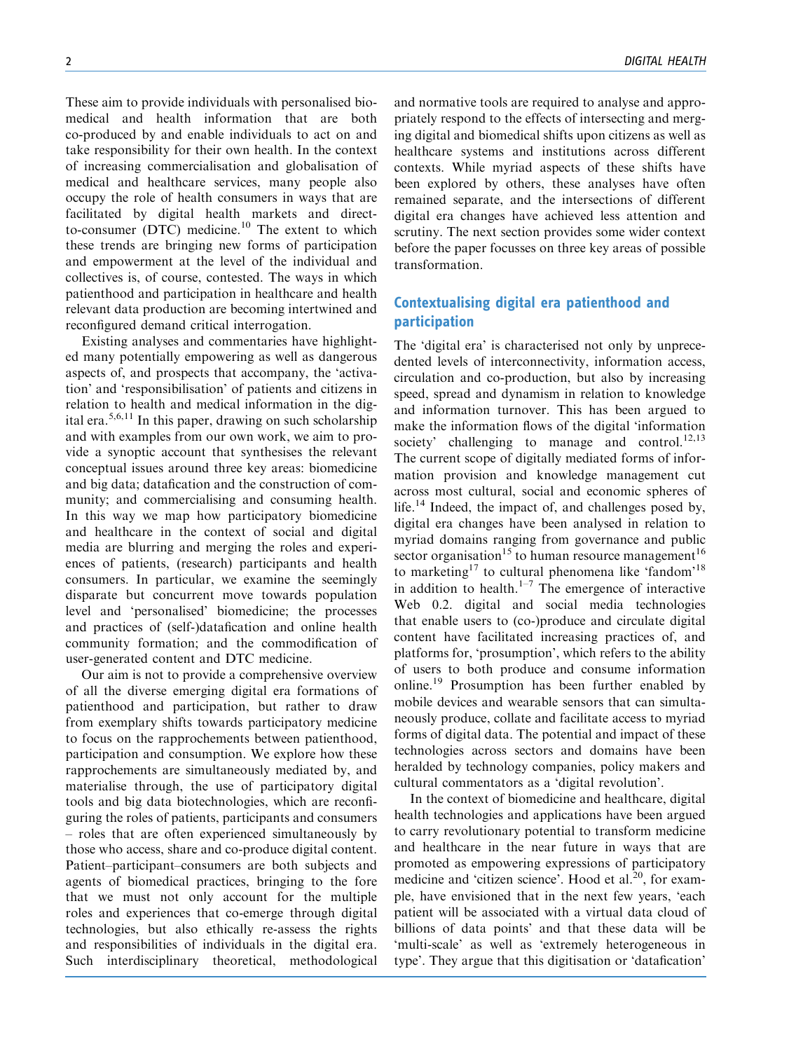These aim to provide individuals with personalised biomedical and health information that are both co-produced by and enable individuals to act on and take responsibility for their own health. In the context of increasing commercialisation and globalisation of medical and healthcare services, many people also occupy the role of health consumers in ways that are facilitated by digital health markets and direct-to-consumer (DTC) medicine.[10] The extent to which these trends are bringing new forms of participation and empowerment at the level of the individual and collectives is, of course, contested. The ways in which patienthood and participation in healthcare and health relevant data production are becoming intertwined and reconfigured demand critical interrogation.

Existing analyses and commentaries have highlighted many potentially empowering as well as dangerous aspects of, and prospects that accompany, the 'activation' and 'responsibilisation' of patients and citizens in relation to health and medical information in the digital era.[5,6,11] In this paper, drawing on such scholarship and with examples from our own work, we aim to provide a synoptic account that synthesises the relevant conceptual issues around three key areas: biomedicine and big data; datafication and the construction of community; and commercialising and consuming health. In this way we map how participatory biomedicine and healthcare in the context of social and digital media are blurring and merging the roles and experiences of patients, (research) participants and health consumers. In particular, we examine the seemingly disparate but concurrent move towards population level and 'personalised' biomedicine; the processes and practices of (self-)datafication and online health community formation; and the commodification of user-generated content and DTC medicine.

Our aim is not to provide a comprehensive overview of all the diverse emerging digital era formations of patienthood and participation, but rather to draw from exemplary shifts towards participatory medicine to focus on the rapprochements between patienthood, participation and consumption. We explore how these rapprochements are simultaneously mediated by, and materialise through, the use of participatory digital tools and big data biotechnologies, which are reconfiguring the roles of patients, participants and consumers – roles that are often experienced simultaneously by those who access, share and co-produce digital content. Patient–participant–consumers are both subjects and agents of biomedical practices, bringing to the fore that we must not only account for the multiple roles and experiences that co-emerge through digital technologies, but also ethically re-assess the rights and responsibilities of individuals in the digital era. Such interdisciplinary theoretical, methodological and normative tools are required to analyse and appropriately respond to the effects of intersecting and merging digital and biomedical shifts upon citizens as well as healthcare systems and institutions across different contexts. While myriad aspects of these shifts have been explored by others, these analyses have often remained separate, and the intersections of different digital era changes have achieved less attention and scrutiny. The next section provides some wider context before the paper focusses on three key areas of possible transformation.

## Contextualising digital era patienthood and participation

The 'digital era' is characterised not only by unprecedented levels of interconnectivity, information access, circulation and co-production, but also by increasing speed, spread and dynamism in relation to knowledge and information turnover. This has been argued to make the information flows of the digital 'information society' challenging to manage and control.[12,13] The current scope of digitally mediated forms of information provision and knowledge management cut across most cultural, social and economic spheres of life.[14] Indeed, the impact of, and challenges posed by, digital era changes have been analysed in relation to myriad domains ranging from governance and public sector organisation[15] to human resource management[16] to marketing[17] to cultural phenomena like 'fandom'[18] in addition to health.[1–7] The emergence of interactive Web 0.2. digital and social media technologies that enable users to (co-)produce and circulate digital content have facilitated increasing practices of, and platforms for, 'prosumption', which refers to the ability of users to both produce and consume information online.[19] Prosumption has been further enabled by mobile devices and wearable sensors that can simultaneously produce, collate and facilitate access to myriad forms of digital data. The potential and impact of these technologies across sectors and domains have been heralded by technology companies, policy makers and cultural commentators as a 'digital revolution'.

In the context of biomedicine and healthcare, digital health technologies and applications have been argued to carry revolutionary potential to transform medicine and healthcare in the near future in ways that are promoted as empowering expressions of participatory medicine and 'citizen science'. Hood et al.[20], for example, have envisioned that in the next few years, 'each patient will be associated with a virtual data cloud of billions of data points' and that these data will be 'multi-scale' as well as 'extremely heterogeneous in type'. They argue that this digitisation or 'datafication'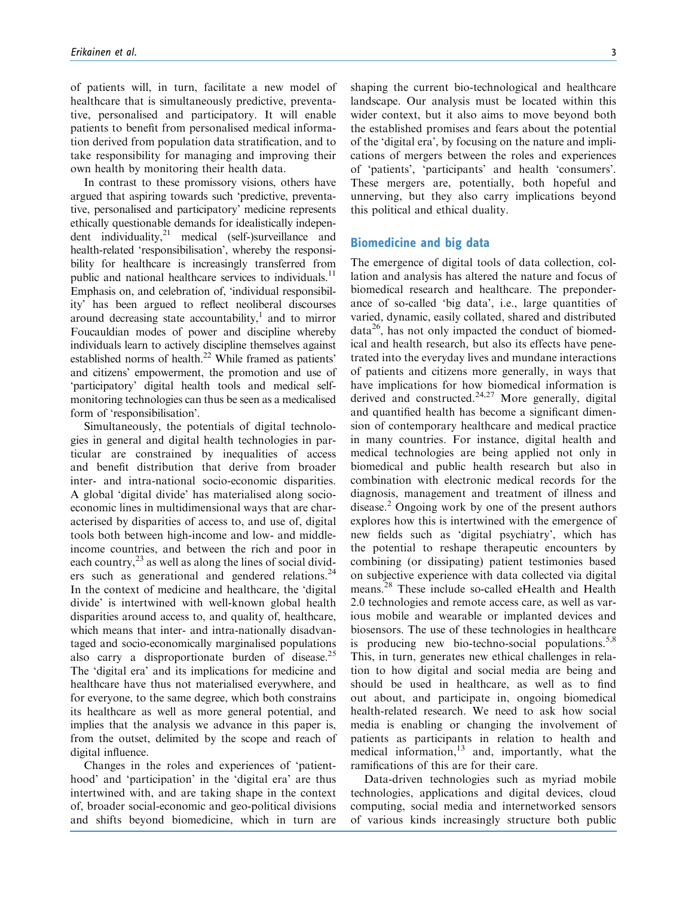of patients will, in turn, facilitate a new model of healthcare that is simultaneously predictive, preventative, personalised and participatory. It will enable patients to benefit from personalised medical information derived from population data stratification, and to take responsibility for managing and improving their own health by monitoring their health data.

In contrast to these promissory visions, others have argued that aspiring towards such 'predictive, preventative, personalised and participatory' medicine represents ethically questionable demands for idealistically independent individuality,[21] medical (self-)surveillance and health-related 'responsibilisation', whereby the responsibility for healthcare is increasingly transferred from public and national healthcare services to individuals.[11] Emphasis on, and celebration of, 'individual responsibility' has been argued to reflect neoliberal discourses around decreasing state accountability,[1] and to mirror Foucauldian modes of power and discipline whereby individuals learn to actively discipline themselves against established norms of health.[22] While framed as patients' and citizens' empowerment, the promotion and use of 'participatory' digital health tools and medical self-monitoring technologies can thus be seen as a medicalised form of 'responsibilisation'.

Simultaneously, the potentials of digital technologies in general and digital health technologies in particular are constrained by inequalities of access and benefit distribution that derive from broader inter- and intra-national socio-economic disparities. A global 'digital divide' has materialised along socio-economic lines in multidimensional ways that are characterised by disparities of access to, and use of, digital tools both between high-income and low- and middle-income countries, and between the rich and poor in each country,[23] as well as along the lines of social dividers such as generational and gendered relations.[24] In the context of medicine and healthcare, the 'digital divide' is intertwined with well-known global health disparities around access to, and quality of, healthcare, which means that inter- and intra-nationally disadvantaged and socio-economically marginalised populations also carry a disproportionate burden of disease.[25] The 'digital era' and its implications for medicine and healthcare have thus not materialised everywhere, and for everyone, to the same degree, which both constrains its healthcare as well as more general potential, and implies that the analysis we advance in this paper is, from the outset, delimited by the scope and reach of digital influence.

Changes in the roles and experiences of 'patienthood' and 'participation' in the 'digital era' are thus intertwined with, and are taking shape in the context of, broader social-economic and geo-political divisions and shifts beyond biomedicine, which in turn are shaping the current bio-technological and healthcare landscape. Our analysis must be located within this wider context, but it also aims to move beyond both the established promises and fears about the potential of the 'digital era', by focusing on the nature and implications of mergers between the roles and experiences of 'patients', 'participants' and health 'consumers'. These mergers are, potentially, both hopeful and unnerving, but they also carry implications beyond this political and ethical duality.

## Biomedicine and big data

The emergence of digital tools of data collection, collation and analysis has altered the nature and focus of biomedical research and healthcare. The preponderance of so-called 'big data', i.e., large quantities of varied, dynamic, easily collated, shared and distributed data[26], has not only impacted the conduct of biomedical and health research, but also its effects have penetrated into the everyday lives and mundane interactions of patients and citizens more generally, in ways that have implications for how biomedical information is derived and constructed.[24,27] More generally, digital and quantified health has become a significant dimension of contemporary healthcare and medical practice in many countries. For instance, digital health and medical technologies are being applied not only in biomedical and public health research but also in combination with electronic medical records for the diagnosis, management and treatment of illness and disease.[2] Ongoing work by one of the present authors explores how this is intertwined with the emergence of new fields such as 'digital psychiatry', which has the potential to reshape therapeutic encounters by combining (or dissipating) patient testimonies based on subjective experience with data collected via digital means.[28] These include so-called eHealth and Health 2.0 technologies and remote access care, as well as various mobile and wearable or implanted devices and biosensors. The use of these technologies in healthcare is producing new bio-techno-social populations.[5,8] This, in turn, generates new ethical challenges in relation to how digital and social media are being and should be used in healthcare, as well as to find out about, and participate in, ongoing biomedical health-related research. We need to ask how social media is enabling or changing the involvement of patients as participants in relation to health and medical information,[13] and, importantly, what the ramifications of this are for their care.

Data-driven technologies such as myriad mobile technologies, applications and digital devices, cloud computing, social media and internetworked sensors of various kinds increasingly structure both public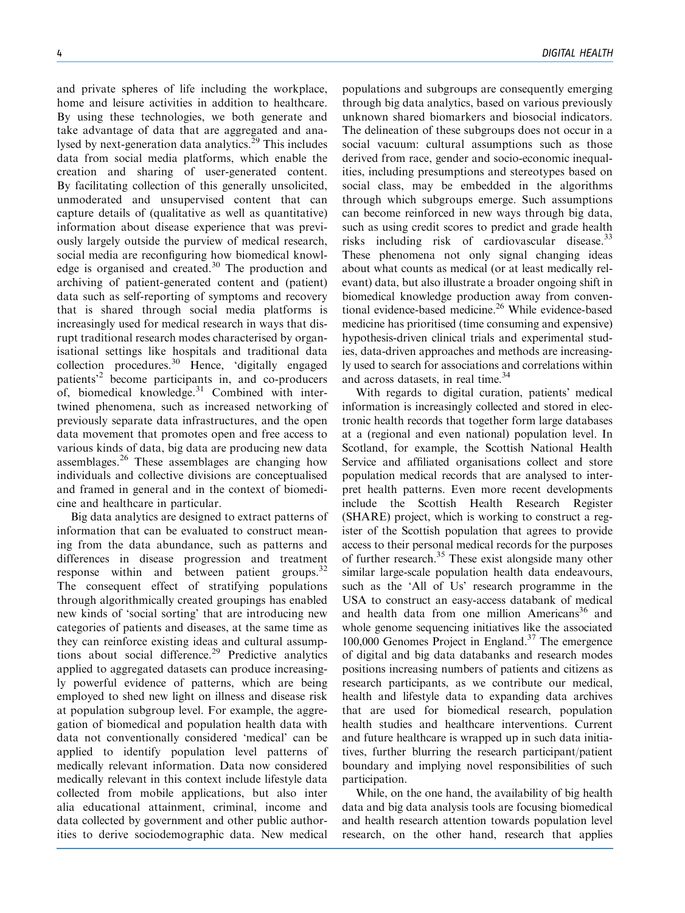and private spheres of life including the workplace, home and leisure activities in addition to healthcare. By using these technologies, we both generate and take advantage of data that are aggregated and analysed by next-generation data analytics.[29] This includes data from social media platforms, which enable the creation and sharing of user-generated content. By facilitating collection of this generally unsolicited, unmoderated and unsupervised content that can capture details of (qualitative as well as quantitative) information about disease experience that was previously largely outside the purview of medical research, social media are reconfiguring how biomedical knowledge is organised and created.[30] The production and archiving of patient-generated content and (patient) data such as self-reporting of symptoms and recovery that is shared through social media platforms is increasingly used for medical research in ways that disrupt traditional research modes characterised by organisational settings like hospitals and traditional data collection procedures.[30] Hence, 'digitally engaged patients'[2] become participants in, and co-producers of, biomedical knowledge.[31] Combined with intertwined phenomena, such as increased networking of previously separate data infrastructures, and the open data movement that promotes open and free access to various kinds of data, big data are producing new data assemblages.[26] These assemblages are changing how individuals and collective divisions are conceptualised and framed in general and in the context of biomedicine and healthcare in particular.

Big data analytics are designed to extract patterns of information that can be evaluated to construct meaning from the data abundance, such as patterns and differences in disease progression and treatment response within and between patient groups.[32] The consequent effect of stratifying populations through algorithmically created groupings has enabled new kinds of 'social sorting' that are introducing new categories of patients and diseases, at the same time as they can reinforce existing ideas and cultural assumptions about social difference.[29] Predictive analytics applied to aggregated datasets can produce increasingly powerful evidence of patterns, which are being employed to shed new light on illness and disease risk at population subgroup level. For example, the aggregation of biomedical and population health data with data not conventionally considered 'medical' can be applied to identify population level patterns of medically relevant information. Data now considered medically relevant in this context include lifestyle data collected from mobile applications, but also inter alia educational attainment, criminal, income and data collected by government and other public authorities to derive sociodemographic data. New medical populations and subgroups are consequently emerging through big data analytics, based on various previously unknown shared biomarkers and biosocial indicators. The delineation of these subgroups does not occur in a social vacuum: cultural assumptions such as those derived from race, gender and socio-economic inequalities, including presumptions and stereotypes based on social class, may be embedded in the algorithms through which subgroups emerge. Such assumptions can become reinforced in new ways through big data, such as using credit scores to predict and grade health risks including risk of cardiovascular disease.[33] These phenomena not only signal changing ideas about what counts as medical (or at least medically relevant) data, but also illustrate a broader ongoing shift in biomedical knowledge production away from conventional evidence-based medicine.[26] While evidence-based medicine has prioritised (time consuming and expensive) hypothesis-driven clinical trials and experimental studies, data-driven approaches and methods are increasingly used to search for associations and correlations within and across datasets, in real time.[34]

With regards to digital curation, patients' medical information is increasingly collected and stored in electronic health records that together form large databases at a (regional and even national) population level. In Scotland, for example, the Scottish National Health Service and affiliated organisations collect and store population medical records that are analysed to interpret health patterns. Even more recent developments include the Scottish Health Research Register (SHARE) project, which is working to construct a register of the Scottish population that agrees to provide access to their personal medical records for the purposes of further research.[35] These exist alongside many other similar large-scale population health data endeavours, such as the 'All of Us' research programme in the USA to construct an easy-access databank of medical and health data from one million Americans[36] and whole genome sequencing initiatives like the associated 100,000 Genomes Project in England.[37] The emergence of digital and big data databanks and research modes positions increasing numbers of patients and citizens as research participants, as we contribute our medical, health and lifestyle data to expanding data archives that are used for biomedical research, population health studies and healthcare interventions. Current and future healthcare is wrapped up in such data initiatives, further blurring the research participant/patient boundary and implying novel responsibilities of such participation.

While, on the one hand, the availability of big health data and big data analysis tools are focusing biomedical and health research attention towards population level research, on the other hand, research that applies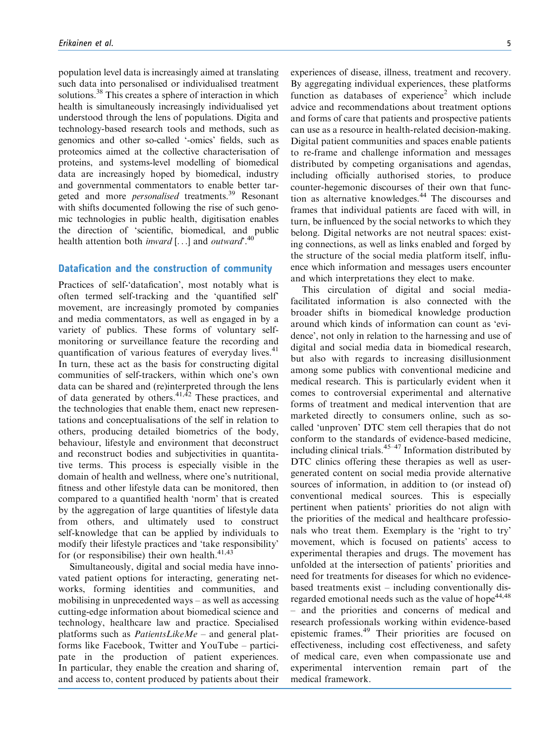population level data is increasingly aimed at translating such data into personalised or individualised treatment solutions.[38] This creates a sphere of interaction in which health is simultaneously increasingly individualised yet understood through the lens of populations. Digita and technology-based research tools and methods, such as genomics and other so-called '-omics' fields, such as proteomics aimed at the collective characterisation of proteins, and systems-level modelling of biomedical data are increasingly hoped by biomedical, industry and governmental commentators to enable better targeted and more *personalised* treatments.[39] Resonant with shifts documented following the rise of such genomic technologies in public health, digitisation enables the direction of 'scientific, biomedical, and public health attention both *inward* [...] and *outward*'.[40]

## Datafication and the construction of community

Practices of self-'datafication', most notably what is often termed self-tracking and the 'quantified self' movement, are increasingly promoted by companies and media commentators, as well as engaged in by a variety of publics. These forms of voluntary self-monitoring or surveillance feature the recording and quantification of various features of everyday lives.[41] In turn, these act as the basis for constructing digital communities of self-trackers, within which one's own data can be shared and (re)interpreted through the lens of data generated by others.[41,42] These practices, and the technologies that enable them, enact new representations and conceptualisations of the self in relation to others, producing detailed biometrics of the body, behaviour, lifestyle and environment that deconstruct and reconstruct bodies and subjectivities in quantitative terms. This process is especially visible in the domain of health and wellness, where one's nutritional, fitness and other lifestyle data can be monitored, then compared to a quantified health 'norm' that is created by the aggregation of large quantities of lifestyle data from others, and ultimately used to construct self-knowledge that can be applied by individuals to modify their lifestyle practices and 'take responsibility' for (or responsibilise) their own health.[41,43]

Simultaneously, digital and social media have innovated patient options for interacting, generating networks, forming identities and communities, and mobilising in unprecedented ways – as well as accessing cutting-edge information about biomedical science and technology, healthcare law and practice. Specialised platforms such as *PatientsLikeMe* – and general platforms like Facebook, Twitter and YouTube – participate in the production of patient experiences. In particular, they enable the creation and sharing of, and access to, content produced by patients about their experiences of disease, illness, treatment and recovery. By aggregating individual experiences, these platforms function as databases of experience[2] which include advice and recommendations about treatment options and forms of care that patients and prospective patients can use as a resource in health-related decision-making. Digital patient communities and spaces enable patients to re-frame and challenge information and messages distributed by competing organisations and agendas, including officially authorised stories, to produce counter-hegemonic discourses of their own that function as alternative knowledges.[44] The discourses and frames that individual patients are faced with will, in turn, be influenced by the social networks to which they belong. Digital networks are not neutral spaces: existing connections, as well as links enabled and forged by the structure of the social media platform itself, influence which information and messages users encounter and which interpretations they elect to make.

This circulation of digital and social media-facilitated information is also connected with the broader shifts in biomedical knowledge production around which kinds of information can count as 'evidence', not only in relation to the harnessing and use of digital and social media data in biomedical research, but also with regards to increasing disillusionment among some publics with conventional medicine and medical research. This is particularly evident when it comes to controversial experimental and alternative forms of treatment and medical intervention that are marketed directly to consumers online, such as so-called 'unproven' DTC stem cell therapies that do not conform to the standards of evidence-based medicine, including clinical trials.[45–47] Information distributed by DTC clinics offering these therapies as well as user-generated content on social media provide alternative sources of information, in addition to (or instead of) conventional medical sources. This is especially pertinent when patients' priorities do not align with the priorities of the medical and healthcare professionals who treat them. Exemplary is the 'right to try' movement, which is focused on patients' access to experimental therapies and drugs. The movement has unfolded at the intersection of patients' priorities and need for treatments for diseases for which no evidence-based treatments exist – including conventionally disregarded emotional needs such as the value of hope[44,48] – and the priorities and concerns of medical and research professionals working within evidence-based epistemic frames.[49] Their priorities are focused on effectiveness, including cost effectiveness, and safety of medical care, even when compassionate use and experimental intervention remain part of the medical framework.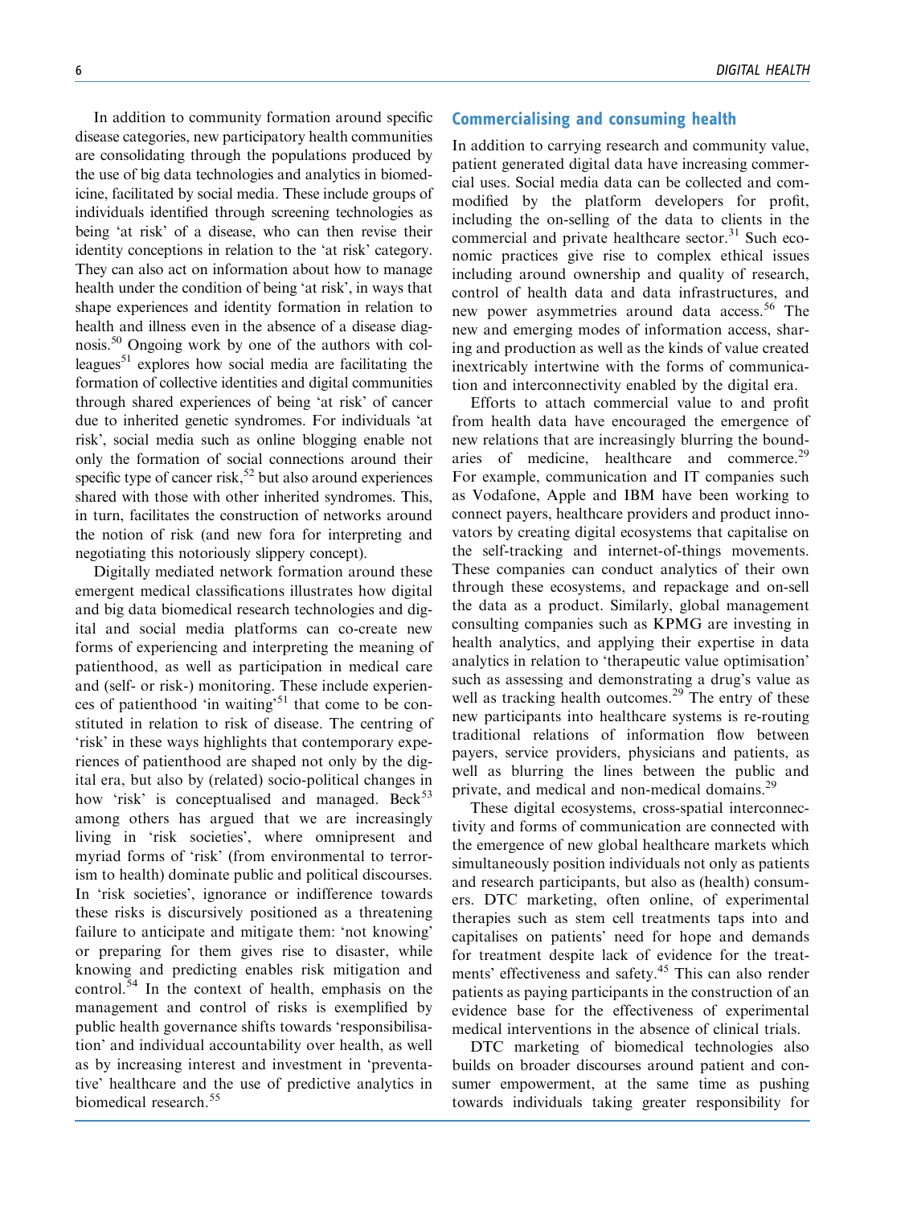In addition to community formation around specific disease categories, new participatory health communities are consolidating through the populations produced by the use of big data technologies and analytics in biomedicine, facilitated by social media. These include groups of individuals identified through screening technologies as being 'at risk' of a disease, who can then revise their identity conceptions in relation to the 'at risk' category. They can also act on information about how to manage health under the condition of being 'at risk', in ways that shape experiences and identity formation in relation to health and illness even in the absence of a disease diagnosis.[50] Ongoing work by one of the authors with colleagues[51] explores how social media are facilitating the formation of collective identities and digital communities through shared experiences of being 'at risk' of cancer due to inherited genetic syndromes. For individuals 'at risk', social media such as online blogging enable not only the formation of social connections around their specific type of cancer risk,[52] but also around experiences shared with those with other inherited syndromes. This, in turn, facilitates the construction of networks around the notion of risk (and new fora for interpreting and negotiating this notoriously slippery concept).

Digitally mediated network formation around these emergent medical classifications illustrates how digital and big data biomedical research technologies and digital and social media platforms can co-create new forms of experiencing and interpreting the meaning of patienthood, as well as participation in medical care and (self- or risk-) monitoring. These include experiences of patienthood 'in waiting'[51] that come to be constituted in relation to risk of disease. The centring of 'risk' in these ways highlights that contemporary experiences of patienthood are shaped not only by the digital era, but also by (related) socio-political changes in how 'risk' is conceptualised and managed. Beck[53] among others has argued that we are increasingly living in 'risk societies', where omnipresent and myriad forms of 'risk' (from environmental to terrorism to health) dominate public and political discourses. In 'risk societies', ignorance or indifference towards these risks is discursively positioned as a threatening failure to anticipate and mitigate them: 'not knowing' or preparing for them gives rise to disaster, while knowing and predicting enables risk mitigation and control.[54] In the context of health, emphasis on the management and control of risks is exemplified by public health governance shifts towards 'responsibilisation' and individual accountability over health, as well as by increasing interest and investment in 'preventative' healthcare and the use of predictive analytics in biomedical research.[55]

## Commercialising and consuming health

In addition to carrying research and community value, patient generated digital data have increasing commercial uses. Social media data can be collected and commodified by the platform developers for profit, including the on-selling of the data to clients in the commercial and private healthcare sector.[31] Such economic practices give rise to complex ethical issues including around ownership and quality of research, control of health data and data infrastructures, and new power asymmetries around data access.[56] The new and emerging modes of information access, sharing and production as well as the kinds of value created inextricably intertwine with the forms of communication and interconnectivity enabled by the digital era.

Efforts to attach commercial value to and profit from health data have encouraged the emergence of new relations that are increasingly blurring the boundaries of medicine, healthcare and commerce.[29] For example, communication and IT companies such as Vodafone, Apple and IBM have been working to connect payers, healthcare providers and product innovators by creating digital ecosystems that capitalise on the self-tracking and internet-of-things movements. These companies can conduct analytics of their own through these ecosystems, and repackage and on-sell the data as a product. Similarly, global management consulting companies such as KPMG are investing in health analytics, and applying their expertise in data analytics in relation to 'therapeutic value optimisation' such as assessing and demonstrating a drug's value as well as tracking health outcomes.[29] The entry of these new participants into healthcare systems is re-routing traditional relations of information flow between payers, service providers, physicians and patients, as well as blurring the lines between the public and private, and medical and non-medical domains.[29]

These digital ecosystems, cross-spatial interconnectivity and forms of communication are connected with the emergence of new global healthcare markets which simultaneously position individuals not only as patients and research participants, but also as (health) consumers. DTC marketing, often online, of experimental therapies such as stem cell treatments taps into and capitalises on patients' need for hope and demands for treatment despite lack of evidence for the treatments' effectiveness and safety.[45] This can also render patients as paying participants in the construction of an evidence base for the effectiveness of experimental medical interventions in the absence of clinical trials.

DTC marketing of biomedical technologies also builds on broader discourses around patient and consumer empowerment, at the same time as pushing towards individuals taking greater responsibility for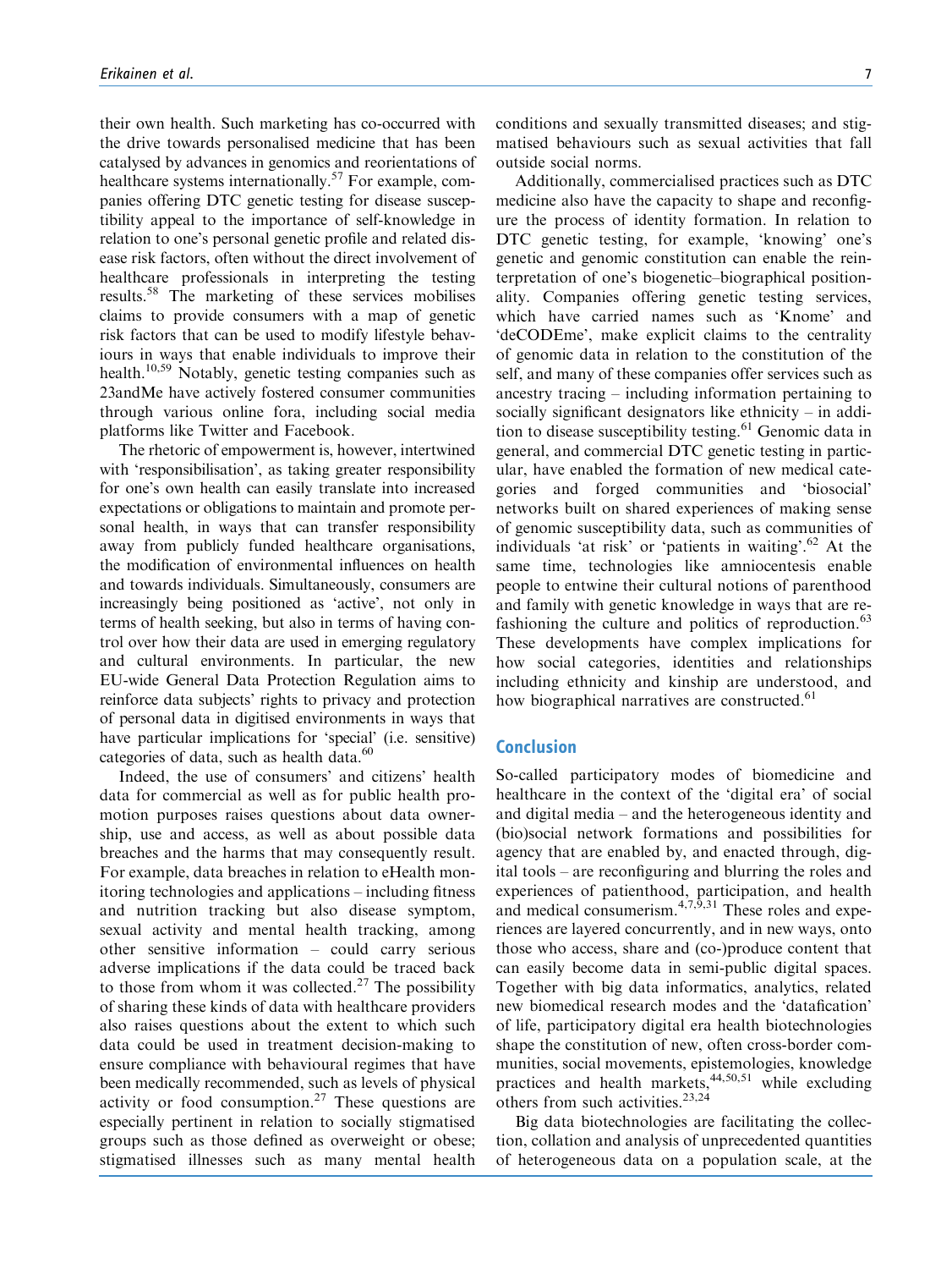their own health. Such marketing has co-occurred with the drive towards personalised medicine that has been catalysed by advances in genomics and reorientations of healthcare systems internationally.[57] For example, companies offering DTC genetic testing for disease susceptibility appeal to the importance of self-knowledge in relation to one's personal genetic profile and related disease risk factors, often without the direct involvement of healthcare professionals in interpreting the testing results.[58] The marketing of these services mobilises claims to provide consumers with a map of genetic risk factors that can be used to modify lifestyle behaviours in ways that enable individuals to improve their health.[10,59] Notably, genetic testing companies such as 23andMe have actively fostered consumer communities through various online fora, including social media platforms like Twitter and Facebook.

The rhetoric of empowerment is, however, intertwined with 'responsibilisation', as taking greater responsibility for one's own health can easily translate into increased expectations or obligations to maintain and promote personal health, in ways that can transfer responsibility away from publicly funded healthcare organisations, the modification of environmental influences on health and towards individuals. Simultaneously, consumers are increasingly being positioned as 'active', not only in terms of health seeking, but also in terms of having control over how their data are used in emerging regulatory and cultural environments. In particular, the new EU-wide General Data Protection Regulation aims to reinforce data subjects' rights to privacy and protection of personal data in digitised environments in ways that have particular implications for 'special' (i.e. sensitive) categories of data, such as health data.[60]

Indeed, the use of consumers' and citizens' health data for commercial as well as for public health promotion purposes raises questions about data ownership, use and access, as well as about possible data breaches and the harms that may consequently result. For example, data breaches in relation to eHealth monitoring technologies and applications – including fitness and nutrition tracking but also disease symptom, sexual activity and mental health tracking, among other sensitive information – could carry serious adverse implications if the data could be traced back to those from whom it was collected.[27] The possibility of sharing these kinds of data with healthcare providers also raises questions about the extent to which such data could be used in treatment decision-making to ensure compliance with behavioural regimes that have been medically recommended, such as levels of physical activity or food consumption.[27] These questions are especially pertinent in relation to socially stigmatised groups such as those defined as overweight or obese; stigmatised illnesses such as many mental health conditions and sexually transmitted diseases; and stigmatised behaviours such as sexual activities that fall outside social norms.

Additionally, commercialised practices such as DTC medicine also have the capacity to shape and reconfigure the process of identity formation. In relation to DTC genetic testing, for example, 'knowing' one's genetic and genomic constitution can enable the reinterpretation of one's biogenetic–biographical positionality. Companies offering genetic testing services, which have carried names such as 'Knome' and 'deCODEme', make explicit claims to the centrality of genomic data in relation to the constitution of the self, and many of these companies offer services such as ancestry tracing – including information pertaining to socially significant designators like ethnicity – in addition to disease susceptibility testing.[61] Genomic data in general, and commercial DTC genetic testing in particular, have enabled the formation of new medical categories and forged communities and 'biosocial' networks built on shared experiences of making sense of genomic susceptibility data, such as communities of individuals 'at risk' or 'patients in waiting'.[62] At the same time, technologies like amniocentesis enable people to entwine their cultural notions of parenthood and family with genetic knowledge in ways that are refashioning the culture and politics of reproduction.[63] These developments have complex implications for how social categories, identities and relationships including ethnicity and kinship are understood, and how biographical narratives are constructed.[61]

## Conclusion

So-called participatory modes of biomedicine and healthcare in the context of the 'digital era' of social and digital media – and the heterogeneous identity and (bio)social network formations and possibilities for agency that are enabled by, and enacted through, digital tools – are reconfiguring and blurring the roles and experiences of patienthood, participation, and health and medical consumerism.[4,7,9,31] These roles and experiences are layered concurrently, and in new ways, onto those who access, share and (co-)produce content that can easily become data in semi-public digital spaces. Together with big data informatics, analytics, related new biomedical research modes and the 'datafication' of life, participatory digital era health biotechnologies shape the constitution of new, often cross-border communities, social movements, epistemologies, knowledge practices and health markets,[44,50,51] while excluding others from such activities.[23,24]

Big data biotechnologies are facilitating the collection, collation and analysis of unprecedented quantities of heterogeneous data on a population scale, at the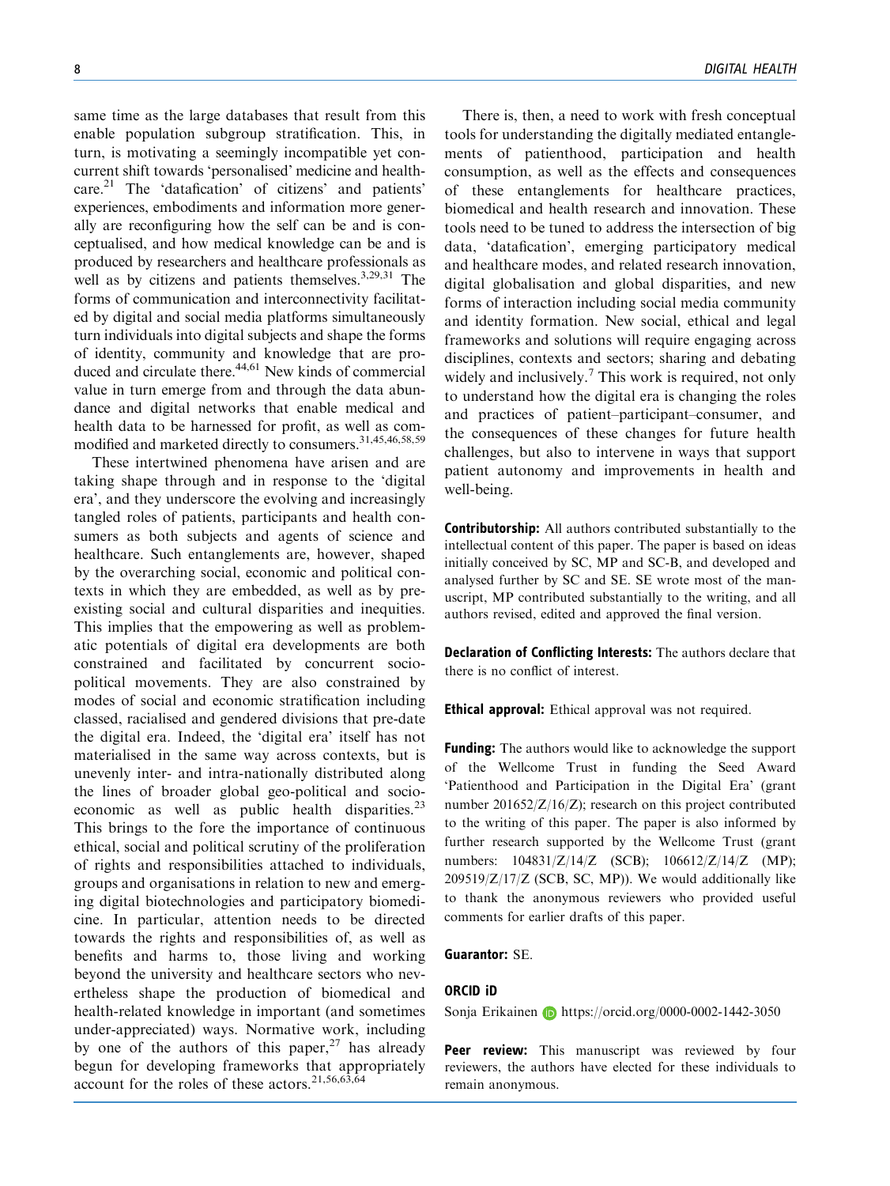same time as the large databases that result from this enable population subgroup stratification. This, in turn, is motivating a seemingly incompatible yet concurrent shift towards 'personalised' medicine and healthcare.[21] The 'datafication' of citizens' and patients' experiences, embodiments and information more generally are reconfiguring how the self can be and is conceptualised, and how medical knowledge can be and is produced by researchers and healthcare professionals as well as by citizens and patients themselves.[3,29,31] The forms of communication and interconnectivity facilitated by digital and social media platforms simultaneously turn individuals into digital subjects and shape the forms of identity, community and knowledge that are produced and circulate there.[44,61] New kinds of commercial value in turn emerge from and through the data abundance and digital networks that enable medical and health data to be harnessed for profit, as well as commodified and marketed directly to consumers.[31,45,46,58,59]

These intertwined phenomena have arisen and are taking shape through and in response to the 'digital era', and they underscore the evolving and increasingly tangled roles of patients, participants and health consumers as both subjects and agents of science and healthcare. Such entanglements are, however, shaped by the overarching social, economic and political contexts in which they are embedded, as well as by pre-existing social and cultural disparities and inequities. This implies that the empowering as well as problematic potentials of digital era developments are both constrained and facilitated by concurrent socio-political movements. They are also constrained by modes of social and economic stratification including classed, racialised and gendered divisions that pre-date the digital era. Indeed, the 'digital era' itself has not materialised in the same way across contexts, but is unevenly inter- and intra-nationally distributed along the lines of broader global geo-political and socio-economic as well as public health disparities.[23] This brings to the fore the importance of continuous ethical, social and political scrutiny of the proliferation of rights and responsibilities attached to individuals, groups and organisations in relation to new and emerging digital biotechnologies and participatory biomedicine. In particular, attention needs to be directed towards the rights and responsibilities of, as well as benefits and harms to, those living and working beyond the university and healthcare sectors who nevertheless shape the production of biomedical and health-related knowledge in important (and sometimes under-appreciated) ways. Normative work, including by one of the authors of this paper,[27] has already begun for developing frameworks that appropriately account for the roles of these actors.[21,56,63,64]

There is, then, a need to work with fresh conceptual tools for understanding the digitally mediated entanglements of patienthood, participation and health consumption, as well as the effects and consequences of these entanglements for healthcare practices, biomedical and health research and innovation. These tools need to be tuned to address the intersection of big data, 'datafication', emerging participatory medical and healthcare modes, and related research innovation, digital globalisation and global disparities, and new forms of interaction including social media community and identity formation. New social, ethical and legal frameworks and solutions will require engaging across disciplines, contexts and sectors; sharing and debating widely and inclusively.[7] This work is required, not only to understand how the digital era is changing the roles and practices of patient–participant–consumer, and the consequences of these changes for future health challenges, but also to intervene in ways that support patient autonomy and improvements in health and well-being.

**Contributorship:** All authors contributed substantially to the intellectual content of this paper. The paper is based on ideas initially conceived by SC, MP and SC-B, and developed and analysed further by SC and SE. SE wrote most of the manuscript, MP contributed substantially to the writing, and all authors revised, edited and approved the final version.

**Declaration of Conflicting Interests:** The authors declare that there is no conflict of interest.

**Ethical approval:** Ethical approval was not required.

**Funding:** The authors would like to acknowledge the support of the Wellcome Trust in funding the Seed Award 'Patienthood and Participation in the Digital Era' (grant number 201652/Z/16/Z); research on this project contributed to the writing of this paper. The paper is also informed by further research supported by the Wellcome Trust (grant numbers: 104831/Z/14/Z (SCB); 106612/Z/14/Z (MP); 209519/Z/17/Z (SCB, SC, MP)). We would additionally like to thank the anonymous reviewers who provided useful comments for earlier drafts of this paper.

**Guarantor:** SE.

**ORCID iD**

Sonja Erikainen https://orcid.org/0000-0002-1442-3050

**Peer review:** This manuscript was reviewed by four reviewers, the authors have elected for these individuals to remain anonymous.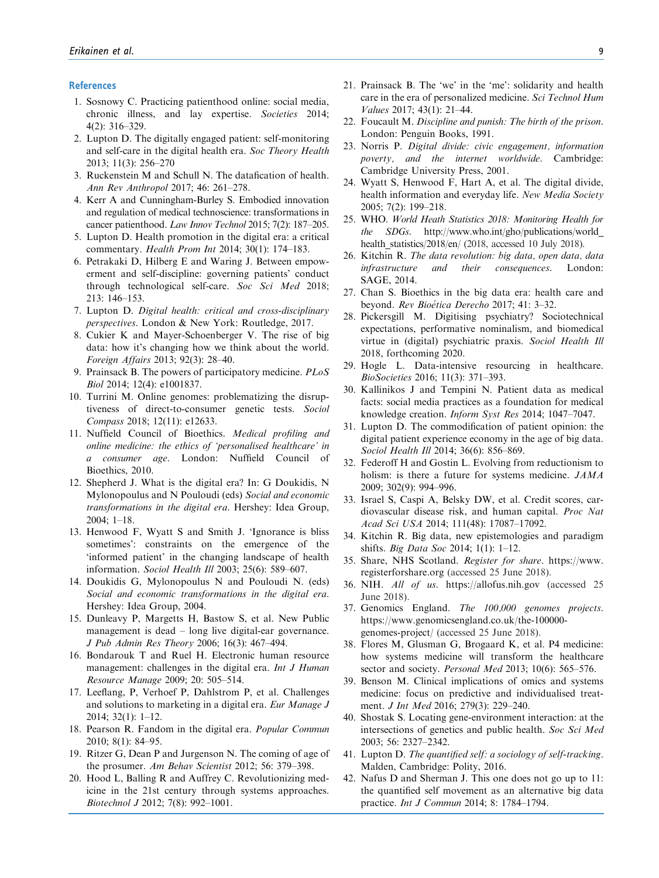## References

1. Sosnowy C. Practicing patienthood online: social media, chronic illness, and lay expertise. *Societies* 2014; 4(2): 316–329.
2. Lupton D. The digitally engaged patient: self-monitoring and self-care in the digital health era. *Soc Theory Health* 2013; 11(3): 256–270
3. Ruckenstein M and Schull N. The datafication of health. *Ann Rev Anthropol* 2017; 46: 261–278.
4. Kerr A and Cunningham-Burley S. Embodied innovation and regulation of medical technoscience: transformations in cancer patienthood. *Law Innov Technol* 2015; 7(2): 187–205.
5. Lupton D. Health promotion in the digital era: a critical commentary. *Health Prom Int* 2014; 30(1): 174–183.
6. Petrakaki D, Hilberg E and Waring J. Between empowerment and self-discipline: governing patients' conduct through technological self-care. *Soc Sci Med* 2018; 213: 146–153.
7. Lupton D. *Digital health: critical and cross-disciplinary perspectives*. London & New York: Routledge, 2017.
8. Cukier K and Mayer-Schoenberger V. The rise of big data: how it's changing how we think about the world. *Foreign Affairs* 2013; 92(3): 28–40.
9. Prainsack B. The powers of participatory medicine. *PLoS Biol* 2014; 12(4): e1001837.
10. Turrini M. Online genomes: problematizing the disruptiveness of direct-to-consumer genetic tests. *Sociol Compass* 2018; 12(11): e12633.
11. Nuffield Council of Bioethics. *Medical profiling and online medicine: the ethics of 'personalised healthcare' in a consumer age*. London: Nuffield Council of Bioethics, 2010.
12. Shepherd J. What is the digital era? In: G Doukidis, N Mylonopoulus and N Pouloudi (eds) *Social and economic transformations in the digital era*. Hershey: Idea Group, 2004; 1–18.
13. Henwood F, Wyatt S and Smith J. 'Ignorance is bliss sometimes': constraints on the emergence of the 'informed patient' in the changing landscape of health information. *Sociol Health Ill* 2003; 25(6): 589–607.
14. Doukidis G, Mylonopoulus N and Pouloudi N. (eds) *Social and economic transformations in the digital era*. Hershey: Idea Group, 2004.
15. Dunleavy P, Margetts H, Bastow S, et al. New Public management is dead – long live digital-ear governance. *J Pub Admin Res Theory* 2006; 16(3): 467–494.
16. Bondarouk T and Ruel H. Electronic human resource management: challenges in the digital era. *Int J Human Resource Manage* 2009; 20: 505–514.
17. Leeflang, P, Verhoef P, Dahlstrom P, et al. Challenges and solutions to marketing in a digital era. *Eur Manage J* 2014; 32(1): 1–12.
18. Pearson R. Fandom in the digital era. *Popular Commun* 2010; 8(1): 84–95.
19. Ritzer G, Dean P and Jurgenson N. The coming of age of the prosumer. *Am Behav Scientist* 2012; 56: 379–398.
20. Hood L, Balling R and Auffrey C. Revolutionizing medicine in the 21st century through systems approaches. *Biotechnol J* 2012; 7(8): 992–1001.
21. Prainsack B. The 'we' in the 'me': solidarity and health care in the era of personalized medicine. *Sci Technol Hum Values* 2017; 43(1): 21–44.
22. Foucault M. *Discipline and punish: The birth of the prison*. London: Penguin Books, 1991.
23. Norris P. *Digital divide: civic engagement, information poverty, and the internet worldwide*. Cambridge: Cambridge University Press, 2001.
24. Wyatt S, Henwood F, Hart A, et al. The digital divide, health information and everyday life. *New Media Society* 2005; 7(2): 199–218.
25. WHO. *World Heath Statistics 2018: Monitoring Health for the SDGs*. http://www.who.int/gho/publications/world_health_statistics/2018/en/ (2018, accessed 10 July 2018).
26. Kitchin R. *The data revolution: big data, open data, data infrastructure and their consequences*. London: SAGE, 2014.
27. Chan S. Bioethics in the big data era: health care and beyond. *Rev Bioética Derecho* 2017; 41: 3–32.
28. Pickersgill M. Digitising psychiatry? Sociotechnical expectations, performative nominalism, and biomedical virtue in (digital) psychiatric praxis. *Sociol Health Ill* 2018, forthcoming 2020.
29. Hogle L. Data-intensive resourcing in healthcare. *BioSocieties* 2016; 11(3): 371–393.
30. Kallinikos J and Tempini N. Patient data as medical facts: social media practices as a foundation for medical knowledge creation. *Inform Syst Res* 2014; 1047–7047.
31. Lupton D. The commodification of patient opinion: the digital patient experience economy in the age of big data. *Sociol Health Ill* 2014; 36(6): 856–869.
32. Federoff H and Gostin L. Evolving from reductionism to holism: is there a future for systems medicine. *JAMA* 2009; 302(9): 994–996.
33. Israel S, Caspi A, Belsky DW, et al. Credit scores, cardiovascular disease risk, and human capital. *Proc Nat Acad Sci USA* 2014; 111(48): 17087–17092.
34. Kitchin R. Big data, new epistemologies and paradigm shifts. *Big Data Soc* 2014; 1(1): 1–12.
35. Share, NHS Scotland. *Register for share*. https://www.registerforshare.org (accessed 25 June 2018).
36. NIH. *All of us*. https://allofus.nih.gov (accessed 25 June 2018).
37. Genomics England. *The 100,000 genomes projects*. https://www.genomicsengland.co.uk/the-100000-genomes-project/ (accessed 25 June 2018).
38. Flores M, Glusman G, Brogaard K, et al. P4 medicine: how systems medicine will transform the healthcare sector and society. *Personal Med* 2013; 10(6): 565–576.
39. Benson M. Clinical implications of omics and systems medicine: focus on predictive and individualised treatment. *J Int Med* 2016; 279(3): 229–240.
40. Shostak S. Locating gene-environment interaction: at the intersections of genetics and public health. *Soc Sci Med* 2003; 56: 2327–2342.
41. Lupton D. *The quantified self: a sociology of self-tracking*. Malden, Cambridge: Polity, 2016.
42. Nafus D and Sherman J. This one does not go up to 11: the quantified self movement as an alternative big data practice. *Int J Commun* 2014; 8: 1784–1794.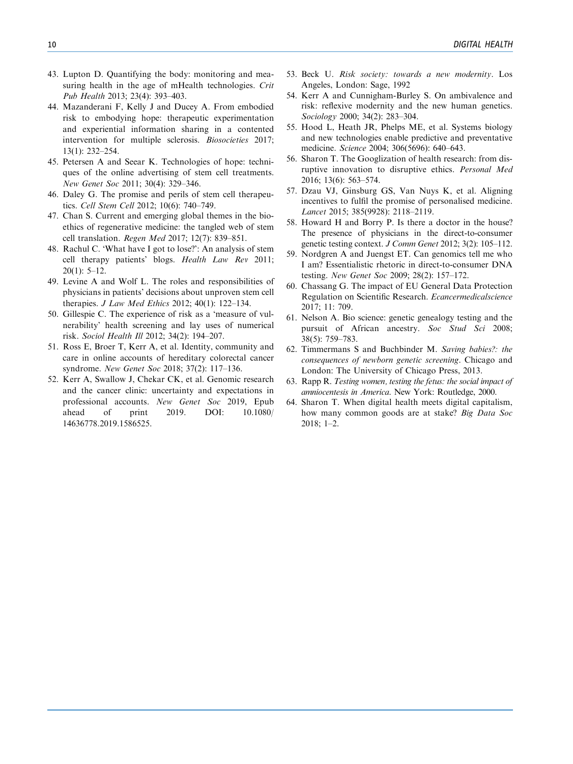43. Lupton D. Quantifying the body: monitoring and measuring health in the age of mHealth technologies. *Crit Pub Health* 2013; 23(4): 393–403.
44. Mazanderani F, Kelly J and Ducey A. From embodied risk to embodying hope: therapeutic experimentation and experiential information sharing in a contented intervention for multiple sclerosis. *Biosocieties* 2017; 13(1): 232–254.
45. Petersen A and Seear K. Technologies of hope: techniques of the online advertising of stem cell treatments. *New Genet Soc* 2011; 30(4): 329–346.
46. Daley G. The promise and perils of stem cell therapeutics. *Cell Stem Cell* 2012; 10(6): 740–749.
47. Chan S. Current and emerging global themes in the bioethics of regenerative medicine: the tangled web of stem cell translation. *Regen Med* 2017; 12(7): 839–851.
48. Rachul C. 'What have I got to lose?': An analysis of stem cell therapy patients' blogs. *Health Law Rev* 2011; 20(1): 5–12.
49. Levine A and Wolf L. The roles and responsibilities of physicians in patients' decisions about unproven stem cell therapies. *J Law Med Ethics* 2012; 40(1): 122–134.
50. Gillespie C. The experience of risk as a 'measure of vulnerability' health screening and lay uses of numerical risk. *Sociol Health Ill* 2012; 34(2): 194–207.
51. Ross E, Broer T, Kerr A, et al. Identity, community and care in online accounts of hereditary colorectal cancer syndrome. *New Genet Soc* 2018; 37(2): 117–136.
52. Kerr A, Swallow J, Chekar CK, et al. Genomic research and the cancer clinic: uncertainty and expectations in professional accounts. *New Genet Soc* 2019, Epub ahead of print 2019. DOI: 10.1080/14636778.2019.1586525.
53. Beck U. *Risk society: towards a new modernity*. Los Angeles, London: Sage, 1992
54. Kerr A and Cunnigham-Burley S. On ambivalence and risk: reflexive modernity and the new human genetics. *Sociology* 2000; 34(2): 283–304.
55. Hood L, Heath JR, Phelps ME, et al. Systems biology and new technologies enable predictive and preventative medicine. *Science* 2004; 306(5696): 640–643.
56. Sharon T. The Googlization of health research: from disruptive innovation to disruptive ethics. *Personal Med* 2016; 13(6): 563–574.
57. Dzau VJ, Ginsburg GS, Van Nuys K, et al. Aligning incentives to fulfil the promise of personalised medicine. *Lancet* 2015; 385(9928): 2118–2119.
58. Howard H and Borry P. Is there a doctor in the house? The presence of physicians in the direct-to-consumer genetic testing context. *J Comm Genet* 2012; 3(2): 105–112.
59. Nordgren A and Juengst ET. Can genomics tell me who I am? Essentialistic rhetoric in direct-to-consumer DNA testing. *New Genet Soc* 2009; 28(2): 157–172.
60. Chassang G. The impact of EU General Data Protection Regulation on Scientific Research. *Ecancermedicalscience* 2017; 11: 709.
61. Nelson A. Bio science: genetic genealogy testing and the pursuit of African ancestry. *Soc Stud Sci* 2008; 38(5): 759–783.
62. Timmermans S and Buchbinder M. *Saving babies?: the consequences of newborn genetic screening*. Chicago and London: The University of Chicago Press, 2013.
63. Rapp R. *Testing women, testing the fetus: the social impact of amniocentesis in America*. New York: Routledge, 2000.
64. Sharon T. When digital health meets digital capitalism, how many common goods are at stake? *Big Data Soc* 2018; 1–2.